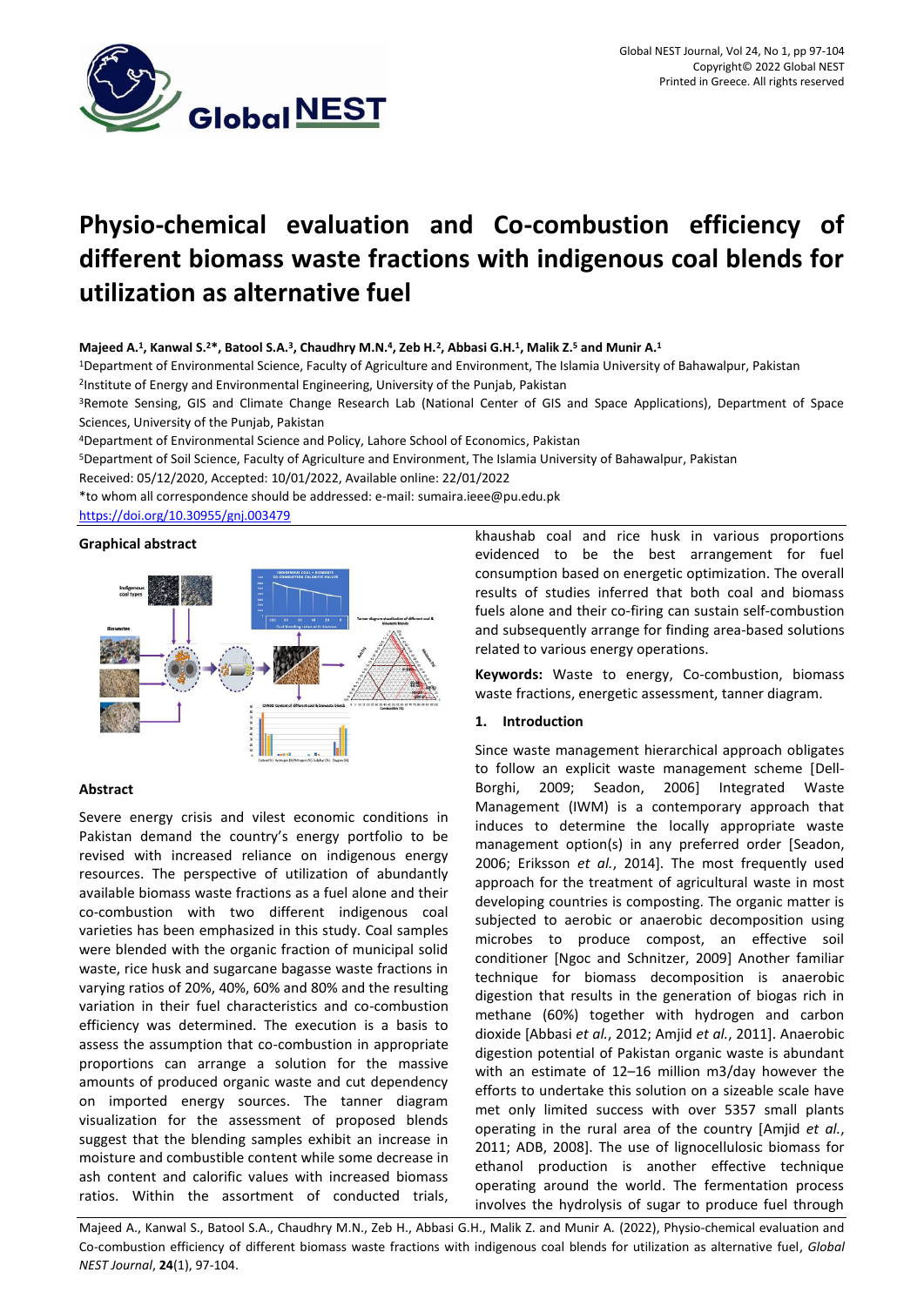# Physio-chemical evaluation and Co-combustion efficiency of different biomass waste fractions with indigenous coal blends for utilization as alternative fuel

**Majeed A.[1], Kanwal S.[2]*, Batool S.A.[3], Chaudhry M.N.[4], Zeb H.[2], Abbasi G.H.[1], Malik Z.[5] and Munir A.[1]**

[1]Department of Environmental Science, Faculty of Agriculture and Environment, The Islamia University of Bahawalpur, Pakistan

[2]Institute of Energy and Environmental Engineering, University of the Punjab, Pakistan

[3]Remote Sensing, GIS and Climate Change Research Lab (National Center of GIS and Space Applications), Department of Space Sciences, University of the Punjab, Pakistan

[4]Department of Environmental Science and Policy, Lahore School of Economics, Pakistan

[5]Department of Soil Science, Faculty of Agriculture and Environment, The Islamia University of Bahawalpur, Pakistan

Received: 05/12/2020, Accepted: 10/01/2022, Available online: 22/01/2022

*to whom all correspondence should be addressed: e-mail: sumaira.ieee@pu.edu.pk

https://doi.org/10.30955/gnj.003479

## Graphical abstract

## Abstract

Severe energy crisis and vilest economic conditions in Pakistan demand the country's energy portfolio to be revised with increased reliance on indigenous energy resources. The perspective of utilization of abundantly available biomass waste fractions as a fuel alone and their co-combustion with two different indigenous coal varieties has been emphasized in this study. Coal samples were blended with the organic fraction of municipal solid waste, rice husk and sugarcane bagasse waste fractions in varying ratios of 20%, 40%, 60% and 80% and the resulting variation in their fuel characteristics and co-combustion efficiency was determined. The execution is a basis to assess the assumption that co-combustion in appropriate proportions can arrange a solution for the massive amounts of produced organic waste and cut dependency on imported energy sources. The tanner diagram visualization for the assessment of proposed blends suggest that the blending samples exhibit an increase in moisture and combustible content while some decrease in ash content and calorific values with increased biomass ratios. Within the assortment of conducted trials, khaushab coal and rice husk in various proportions evidenced to be the best arrangement for fuel consumption based on energetic optimization. The overall results of studies inferred that both coal and biomass fuels alone and their co-firing can sustain self-combustion and subsequently arrange for finding area-based solutions related to various energy operations.

**Keywords:** Waste to energy, Co-combustion, biomass waste fractions, energetic assessment, tanner diagram.

## 1. Introduction

Since waste management hierarchical approach obligates to follow an explicit waste management scheme [Dell-Borghi, 2009; Seadon, 2006] Integrated Waste Management (IWM) is a contemporary approach that induces to determine the locally appropriate waste management option(s) in any preferred order [Seadon, 2006; Eriksson *et al.*, 2014]. The most frequently used approach for the treatment of agricultural waste in most developing countries is composting. The organic matter is subjected to aerobic or anaerobic decomposition using microbes to produce compost, an effective soil conditioner [Ngoc and Schnitzer, 2009] Another familiar technique for biomass decomposition is anaerobic digestion that results in the generation of biogas rich in methane (60%) together with hydrogen and carbon dioxide [Abbasi *et al.*, 2012; Amjid *et al.*, 2011]. Anaerobic digestion potential of Pakistan organic waste is abundant with an estimate of 12–16 million m3/day however the efforts to undertake this solution on a sizeable scale have met only limited success with over 5357 small plants operating in the rural area of the country [Amjid *et al.*, 2011; ADB, 2008]. The use of lignocellulosic biomass for ethanol production is another effective technique operating around the world. The fermentation process involves the hydrolysis of sugar to produce fuel through

Majeed A., Kanwal S., Batool S.A., Chaudhry M.N., Zeb H., Abbasi G.H., Malik Z. and Munir A. (2022), Physio-chemical evaluation and Co-combustion efficiency of different biomass waste fractions with indigenous coal blends for utilization as alternative fuel, *Global NEST Journal*, **24**(1), 97-104.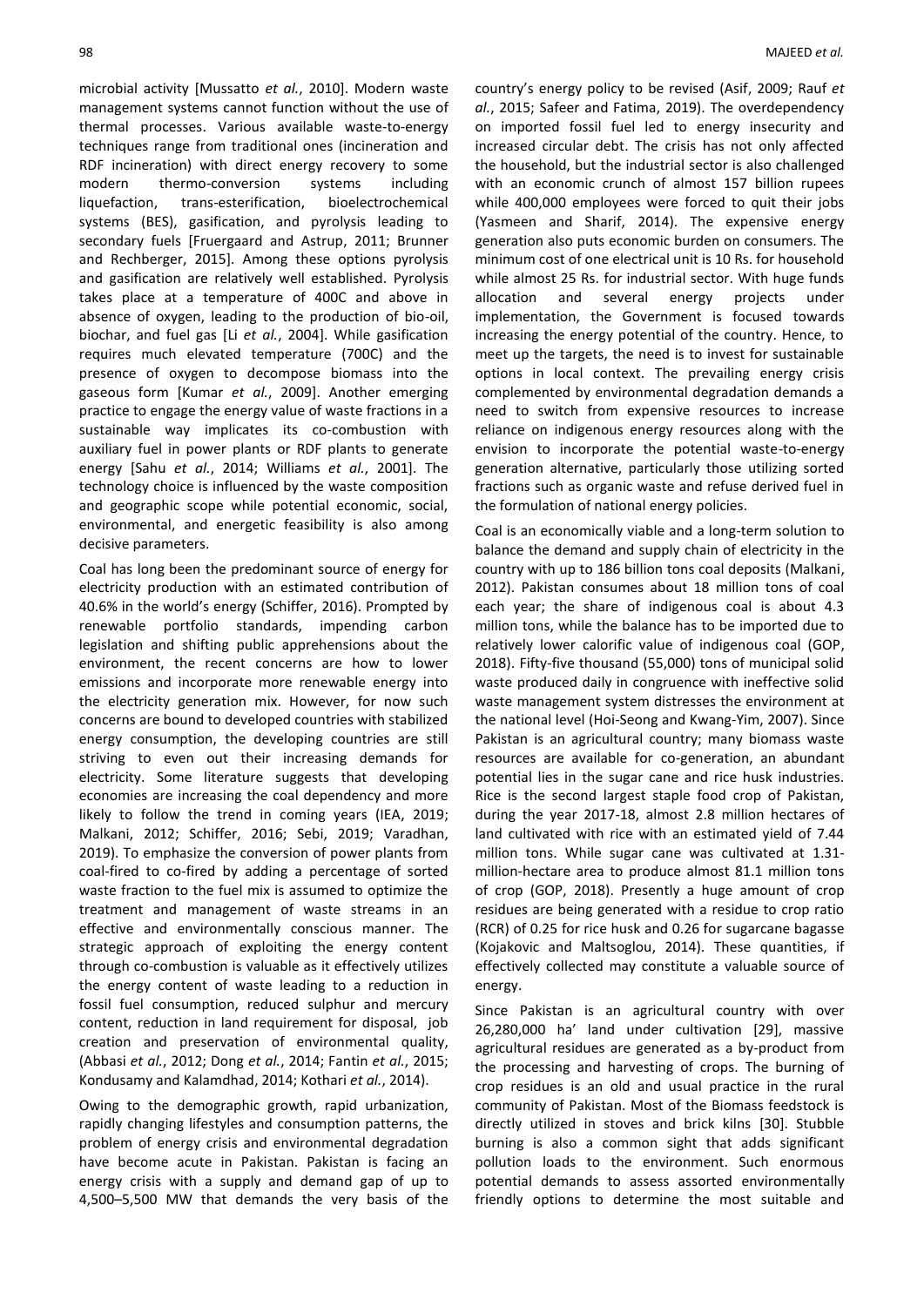microbial activity [Mussatto *et al.*, 2010]. Modern waste management systems cannot function without the use of thermal processes. Various available waste-to-energy techniques range from traditional ones (incineration and RDF incineration) with direct energy recovery to some modern thermo-conversion systems including liquefaction, trans-esterification, bioelectrochemical systems (BES), gasification, and pyrolysis leading to secondary fuels [Fruergaard and Astrup, 2011; Brunner and Rechberger, 2015]. Among these options pyrolysis and gasification are relatively well established. Pyrolysis takes place at a temperature of 400C and above in absence of oxygen, leading to the production of bio-oil, biochar, and fuel gas [Li *et al.*, 2004]. While gasification requires much elevated temperature (700C) and the presence of oxygen to decompose biomass into the gaseous form [Kumar *et al.*, 2009]. Another emerging practice to engage the energy value of waste fractions in a sustainable way implicates its co-combustion with auxiliary fuel in power plants or RDF plants to generate energy [Sahu *et al.*, 2014; Williams *et al.*, 2001]. The technology choice is influenced by the waste composition and geographic scope while potential economic, social, environmental, and energetic feasibility is also among decisive parameters.

Coal has long been the predominant source of energy for electricity production with an estimated contribution of 40.6% in the world's energy (Schiffer, 2016). Prompted by renewable portfolio standards, impending carbon legislation and shifting public apprehensions about the environment, the recent concerns are how to lower emissions and incorporate more renewable energy into the electricity generation mix. However, for now such concerns are bound to developed countries with stabilized energy consumption, the developing countries are still striving to even out their increasing demands for electricity. Some literature suggests that developing economies are increasing the coal dependency and more likely to follow the trend in coming years (IEA, 2019; Malkani, 2012; Schiffer, 2016; Sebi, 2019; Varadhan, 2019). To emphasize the conversion of power plants from coal-fired to co-fired by adding a percentage of sorted waste fraction to the fuel mix is assumed to optimize the treatment and management of waste streams in an effective and environmentally conscious manner. The strategic approach of exploiting the energy content through co-combustion is valuable as it effectively utilizes the energy content of waste leading to a reduction in fossil fuel consumption, reduced sulphur and mercury content, reduction in land requirement for disposal, job creation and preservation of environmental quality, (Abbasi *et al.*, 2012; Dong *et al.*, 2014; Fantin *et al.*, 2015; Kondusamy and Kalamdhad, 2014; Kothari *et al.*, 2014).

Owing to the demographic growth, rapid urbanization, rapidly changing lifestyles and consumption patterns, the problem of energy crisis and environmental degradation have become acute in Pakistan. Pakistan is facing an energy crisis with a supply and demand gap of up to 4,500–5,500 MW that demands the very basis of the country's energy policy to be revised (Asif, 2009; Rauf *et al.*, 2015; Safeer and Fatima, 2019). The overdependency on imported fossil fuel led to energy insecurity and increased circular debt. The crisis has not only affected the household, but the industrial sector is also challenged with an economic crunch of almost 157 billion rupees while 400,000 employees were forced to quit their jobs (Yasmeen and Sharif, 2014). The expensive energy generation also puts economic burden on consumers. The minimum cost of one electrical unit is 10 Rs. for household while almost 25 Rs. for industrial sector. With huge funds allocation and several energy projects under implementation, the Government is focused towards increasing the energy potential of the country. Hence, to meet up the targets, the need is to invest for sustainable options in local context. The prevailing energy crisis complemented by environmental degradation demands a need to switch from expensive resources to increase reliance on indigenous energy resources along with the envision to incorporate the potential waste-to-energy generation alternative, particularly those utilizing sorted fractions such as organic waste and refuse derived fuel in the formulation of national energy policies.

Coal is an economically viable and a long-term solution to balance the demand and supply chain of electricity in the country with up to 186 billion tons coal deposits (Malkani, 2012). Pakistan consumes about 18 million tons of coal each year; the share of indigenous coal is about 4.3 million tons, while the balance has to be imported due to relatively lower calorific value of indigenous coal (GOP, 2018). Fifty-five thousand (55,000) tons of municipal solid waste produced daily in congruence with ineffective solid waste management system distresses the environment at the national level (Hoi-Seong and Kwang-Yim, 2007). Since Pakistan is an agricultural country; many biomass waste resources are available for co-generation, an abundant potential lies in the sugar cane and rice husk industries. Rice is the second largest staple food crop of Pakistan, during the year 2017-18, almost 2.8 million hectares of land cultivated with rice with an estimated yield of 7.44 million tons. While sugar cane was cultivated at 1.31-million-hectare area to produce almost 81.1 million tons of crop (GOP, 2018). Presently a huge amount of crop residues are being generated with a residue to crop ratio (RCR) of 0.25 for rice husk and 0.26 for sugarcane bagasse (Kojakovic and Maltsoglou, 2014). These quantities, if effectively collected may constitute a valuable source of energy.

Since Pakistan is an agricultural country with over 26,280,000 ha' land under cultivation [29], massive agricultural residues are generated as a by-product from the processing and harvesting of crops. The burning of crop residues is an old and usual practice in the rural community of Pakistan. Most of the Biomass feedstock is directly utilized in stoves and brick kilns [30]. Stubble burning is also a common sight that adds significant pollution loads to the environment. Such enormous potential demands to assess assorted environmentally friendly options to determine the most suitable and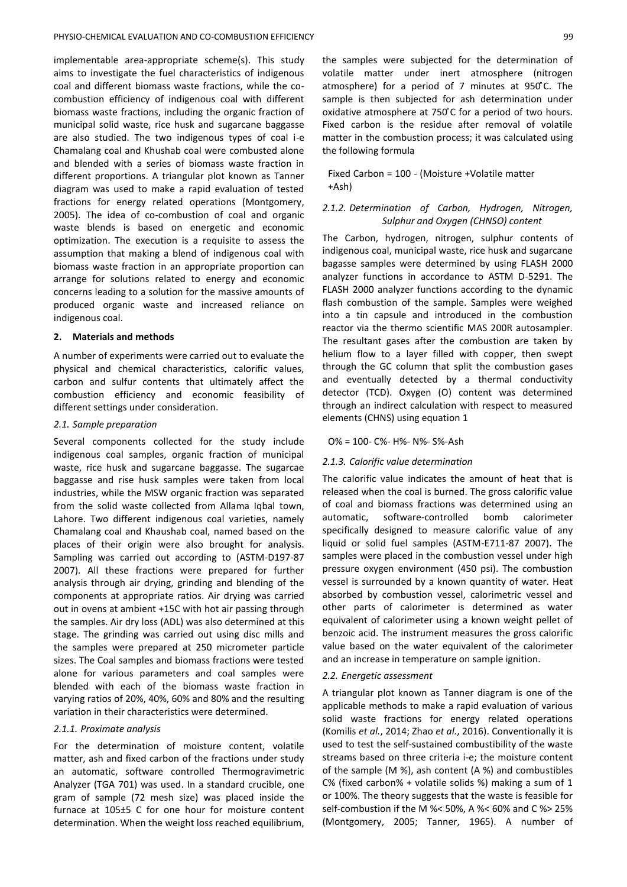implementable area-appropriate scheme(s). This study aims to investigate the fuel characteristics of indigenous coal and different biomass waste fractions, while the co-combustion efficiency of indigenous coal with different biomass waste fractions, including the organic fraction of municipal solid waste, rice husk and sugarcane baggasse are also studied. The two indigenous types of coal i-e Chamalang coal and Khushab coal were combusted alone and blended with a series of biomass waste fraction in different proportions. A triangular plot known as Tanner diagram was used to make a rapid evaluation of tested fractions for energy related operations (Montgomery, 2005). The idea of co-combustion of coal and organic waste blends is based on energetic and economic optimization. The execution is a requisite to assess the assumption that making a blend of indigenous coal with biomass waste fraction in an appropriate proportion can arrange for solutions related to energy and economic concerns leading to a solution for the massive amounts of produced organic waste and increased reliance on indigenous coal.

## 2. Materials and methods

A number of experiments were carried out to evaluate the physical and chemical characteristics, calorific values, carbon and sulfur contents that ultimately affect the combustion efficiency and economic feasibility of different settings under consideration.

### *2.1. Sample preparation*

Several components collected for the study include indigenous coal samples, organic fraction of municipal waste, rice husk and sugarcane baggasse. The sugarcae baggasse and rise husk samples were taken from local industries, while the MSW organic fraction was separated from the solid waste collected from Allama Iqbal town, Lahore. Two different indigenous coal varieties, namely Chamalang coal and Khaushab coal, named based on the places of their origin were also brought for analysis. Sampling was carried out according to (ASTM-D197-87 2007). All these fractions were prepared for further analysis through air drying, grinding and blending of the components at appropriate ratios. Air drying was carried out in ovens at ambient +15C with hot air passing through the samples. Air dry loss (ADL) was also determined at this stage. The grinding was carried out using disc mills and the samples were prepared at 250 micrometer particle sizes. The Coal samples and biomass fractions were tested alone for various parameters and coal samples were blended with each of the biomass waste fraction in varying ratios of 20%, 40%, 60% and 80% and the resulting variation in their characteristics were determined.

#### *2.1.1. Proximate analysis*

For the determination of moisture content, volatile matter, ash and fixed carbon of the fractions under study an automatic, software controlled Thermogravimetric Analyzer (TGA 701) was used. In a standard crucible, one gram of sample (72 mesh size) was placed inside the furnace at 105±5 C for one hour for moisture content determination. When the weight loss reached equilibrium, the samples were subjected for the determination of volatile matter under inert atmosphere (nitrogen atmosphere) for a period of 7 minutes at 950°C. The sample is then subjected for ash determination under oxidative atmosphere at 750°C for a period of two hours. Fixed carbon is the residue after removal of volatile matter in the combustion process; it was calculated using the following formula

Fixed Carbon = 100 - (Moisture +Volatile matter +Ash)

#### *2.1.2. Determination of Carbon, Hydrogen, Nitrogen, Sulphur and Oxygen (CHNSO) content*

The Carbon, hydrogen, nitrogen, sulphur contents of indigenous coal, municipal waste, rice husk and sugarcane bagasse samples were determined by using FLASH 2000 analyzer functions in accordance to ASTM D-5291. The FLASH 2000 analyzer functions according to the dynamic flash combustion of the sample. Samples were weighed into a tin capsule and introduced in the combustion reactor via the thermo scientific MAS 200R autosampler. The resultant gases after the combustion are taken by helium flow to a layer filled with copper, then swept through the GC column that split the combustion gases and eventually detected by a thermal conductivity detector (TCD). Oxygen (O) content was determined through an indirect calculation with respect to measured elements (CHNS) using equation 1

O% = 100- C%- H%- N%- S%-Ash

#### *2.1.3. Calorific value determination*

The calorific value indicates the amount of heat that is released when the coal is burned. The gross calorific value of coal and biomass fractions was determined using an automatic, software-controlled bomb calorimeter specifically designed to measure calorific value of any liquid or solid fuel samples (ASTM-E711-87 2007). The samples were placed in the combustion vessel under high pressure oxygen environment (450 psi). The combustion vessel is surrounded by a known quantity of water. Heat absorbed by combustion vessel, calorimetric vessel and other parts of calorimeter is determined as water equivalent of calorimeter using a known weight pellet of benzoic acid. The instrument measures the gross calorific value based on the water equivalent of the calorimeter and an increase in temperature on sample ignition.

### *2.2. Energetic assessment*

A triangular plot known as Tanner diagram is one of the applicable methods to make a rapid evaluation of various solid waste fractions for energy related operations (Komilis *et al.*, 2014; Zhao *et al.*, 2016). Conventionally it is used to test the self-sustained combustibility of the waste streams based on three criteria i-e; the moisture content of the sample (M %), ash content (A %) and combustibles C% (fixed carbon% + volatile solids %) making a sum of 1 or 100%. The theory suggests that the waste is feasible for self-combustion if the M %< 50%, A %< 60% and C %> 25% (Montgomery, 2005; Tanner, 1965). A number of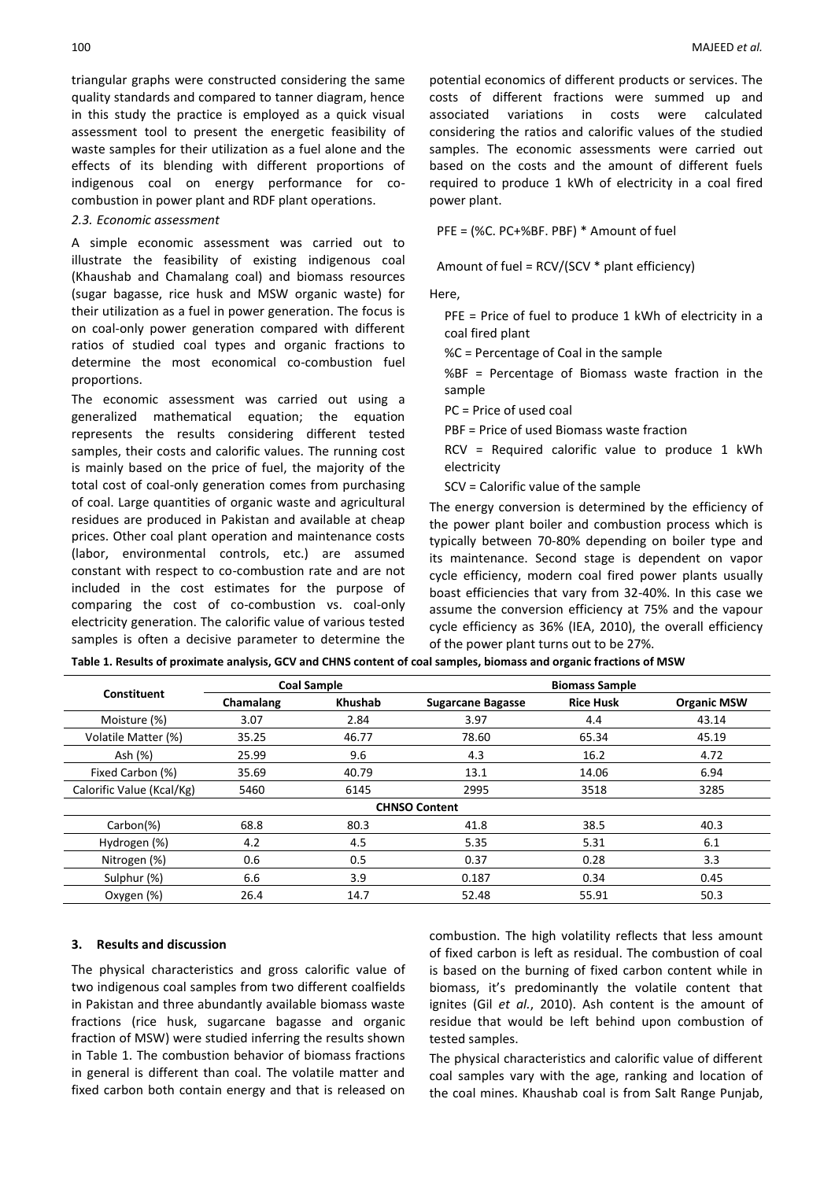triangular graphs were constructed considering the same quality standards and compared to tanner diagram, hence in this study the practice is employed as a quick visual assessment tool to present the energetic feasibility of waste samples for their utilization as a fuel alone and the effects of its blending with different proportions of indigenous coal on energy performance for co-combustion in power plant and RDF plant operations.

### 2.3. Economic assessment

A simple economic assessment was carried out to illustrate the feasibility of existing indigenous coal (Khaushab and Chamalang coal) and biomass resources (sugar bagasse, rice husk and MSW organic waste) for their utilization as a fuel in power generation. The focus is on coal-only power generation compared with different ratios of studied coal types and organic fractions to determine the most economical co-combustion fuel proportions.

The economic assessment was carried out using a generalized mathematical equation; the equation represents the results considering different tested samples, their costs and calorific values. The running cost is mainly based on the price of fuel, the majority of the total cost of coal-only generation comes from purchasing of coal. Large quantities of organic waste and agricultural residues are produced in Pakistan and available at cheap prices. Other coal plant operation and maintenance costs (labor, environmental controls, etc.) are assumed constant with respect to co-combustion rate and are not included in the cost estimates for the purpose of comparing the cost of co-combustion vs. coal-only electricity generation. The calorific value of various tested samples is often a decisive parameter to determine the potential economics of different products or services. The costs of different fractions were summed up and associated variations in costs were calculated considering the ratios and calorific values of the studied samples. The economic assessments were carried out based on the costs and the amount of different fuels required to produce 1 kWh of electricity in a coal fired power plant.

$$PFE = (\%C.\ PC + \%BF.\ PBF) * \text{Amount of fuel}$$

$$\text{Amount of fuel} = RCV/(SCV * \text{plant efficiency})$$

Here,

PFE = Price of fuel to produce 1 kWh of electricity in a coal fired plant

%C = Percentage of Coal in the sample

%BF = Percentage of Biomass waste fraction in the sample

PC = Price of used coal

PBF = Price of used Biomass waste fraction

RCV = Required calorific value to produce 1 kWh electricity

SCV = Calorific value of the sample

The energy conversion is determined by the efficiency of the power plant boiler and combustion process which is typically between 70-80% depending on boiler type and its maintenance. Second stage is dependent on vapor cycle efficiency, modern coal fired power plants usually boast efficiencies that vary from 32-40%. In this case we assume the conversion efficiency at 75% and the vapour cycle efficiency as 36% (IEA, 2010), the overall efficiency of the power plant turns out to be 27%.

**Table 1. Results of proximate analysis, GCV and CHNS content of coal samples, biomass and organic fractions of MSW**

| Constituent | Coal Sample | | Biomass Sample | | |
|---|---|---|---|---|---|
| | Chamalang | Khushab | Sugarcane Bagasse | Rice Husk | Organic MSW |
| Moisture (%) | 3.07 | 2.84 | 3.97 | 4.4 | 43.14 |
| Volatile Matter (%) | 35.25 | 46.77 | 78.60 | 65.34 | 45.19 |
| Ash (%) | 25.99 | 9.6 | 4.3 | 16.2 | 4.72 |
| Fixed Carbon (%) | 35.69 | 40.79 | 13.1 | 14.06 | 6.94 |
| Calorific Value (Kcal/Kg) | 5460 | 6145 | 2995 | 3518 | 3285 |
| **CHNSO Content** | | | | | |
| Carbon(%) | 68.8 | 80.3 | 41.8 | 38.5 | 40.3 |
| Hydrogen (%) | 4.2 | 4.5 | 5.35 | 5.31 | 6.1 |
| Nitrogen (%) | 0.6 | 0.5 | 0.37 | 0.28 | 3.3 |
| Sulphur (%) | 6.6 | 3.9 | 0.187 | 0.34 | 0.45 |
| Oxygen (%) | 26.4 | 14.7 | 52.48 | 55.91 | 50.3 |

## 3. Results and discussion

The physical characteristics and gross calorific value of two indigenous coal samples from two different coalfields in Pakistan and three abundantly available biomass waste fractions (rice husk, sugarcane bagasse and organic fraction of MSW) were studied inferring the results shown in Table 1. The combustion behavior of biomass fractions in general is different than coal. The volatile matter and fixed carbon both contain energy and that is released on combustion. The high volatility reflects that less amount of fixed carbon is left as residual. The combustion of coal is based on the burning of fixed carbon content while in biomass, it's predominantly the volatile content that ignites (Gil *et al.*, 2010). Ash content is the amount of residue that would be left behind upon combustion of tested samples.

The physical characteristics and calorific value of different coal samples vary with the age, ranking and location of the coal mines. Khaushab coal is from Salt Range Punjab,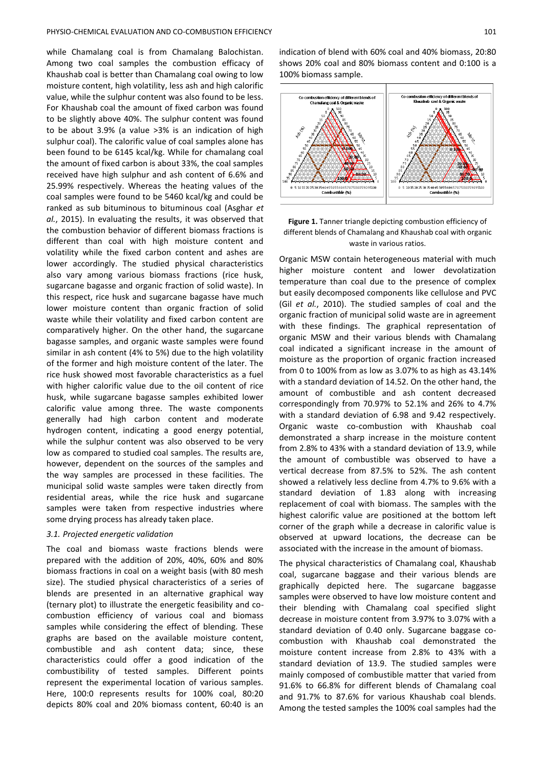while Chamalang coal is from Chamalang Balochistan. Among two coal samples the combustion efficacy of Khaushab coal is better than Chamalang coal owing to low moisture content, high volatility, less ash and high calorific value, while the sulphur content was also found to be less. For Khaushab coal the amount of fixed carbon was found to be slightly above 40%. The sulphur content was found to be about 3.9% (a value >3% is an indication of high sulphur coal). The calorific value of coal samples alone has been found to be 6145 kcal/kg. While for chamalang coal the amount of fixed carbon is about 33%, the coal samples received have high sulphur and ash content of 6.6% and 25.99% respectively. Whereas the heating values of the coal samples were found to be 5460 kcal/kg and could be ranked as sub bituminous to bituminous coal (Asghar *et al.*, 2015). In evaluating the results, it was observed that the combustion behavior of different biomass fractions is different than coal with high moisture content and volatility while the fixed carbon content and ashes are lower accordingly. The studied physical characteristics also vary among various biomass fractions (rice husk, sugarcane bagasse and organic fraction of solid waste). In this respect, rice husk and sugarcane bagasse have much lower moisture content than organic fraction of solid waste while their volatility and fixed carbon content are comparatively higher. On the other hand, the sugarcane bagasse samples, and organic waste samples were found similar in ash content (4% to 5%) due to the high volatility of the former and high moisture content of the later. The rice husk showed most favorable characteristics as a fuel with higher calorific value due to the oil content of rice husk, while sugarcane bagasse samples exhibited lower calorific value among three. The waste components generally had high carbon content and moderate hydrogen content, indicating a good energy potential, while the sulphur content was also observed to be very low as compared to studied coal samples. The results are, however, dependent on the sources of the samples and the way samples are processed in these facilities. The municipal solid waste samples were taken directly from residential areas, while the rice husk and sugarcane samples were taken from respective industries where some drying process has already taken place.

### 3.1. Projected energetic validation

The coal and biomass waste fractions blends were prepared with the addition of 20%, 40%, 60% and 80% biomass fractions in coal on a weight basis (with 80 mesh size). The studied physical characteristics of a series of blends are presented in an alternative graphical way (ternary plot) to illustrate the energetic feasibility and co-combustion efficiency of various coal and biomass samples while considering the effect of blending. These graphs are based on the available moisture content, combustible and ash content data; since, these characteristics could offer a good indication of the combustibility of tested samples. Different points represent the experimental location of various samples. Here, 100:0 represents results for 100% coal, 80:20 depicts 80% coal and 20% biomass content, 60:40 is an indication of blend with 60% coal and 40% biomass, 20:80 shows 20% coal and 80% biomass content and 0:100 is a 100% biomass sample.

**Figure 1.** Tanner triangle depicting combustion efficiency of different blends of Chamalang and Khaushab coal with organic waste in various ratios.

Organic MSW contain heterogeneous material with much higher moisture content and lower devolatization temperature than coal due to the presence of complex but easily decomposed components like cellulose and PVC (Gil *et al.*, 2010). The studied samples of coal and the organic fraction of municipal solid waste are in agreement with these findings. The graphical representation of organic MSW and their various blends with Chamalang coal indicated a significant increase in the amount of moisture as the proportion of organic fraction increased from 0 to 100% from as low as 3.07% to as high as 43.14% with a standard deviation of 14.52. On the other hand, the amount of combustible and ash content decreased correspondingly from 70.97% to 52.1% and 26% to 4.7% with a standard deviation of 6.98 and 9.42 respectively. Organic waste co-combustion with Khaushab coal demonstrated a sharp increase in the moisture content from 2.8% to 43% with a standard deviation of 13.9, while the amount of combustible was observed to have a vertical decrease from 87.5% to 52%. The ash content showed a relatively less decline from 4.7% to 9.6% with a standard deviation of 1.83 along with increasing replacement of coal with biomass. The samples with the highest calorific value are positioned at the bottom left corner of the graph while a decrease in calorific value is observed at upward locations, the decrease can be associated with the increase in the amount of biomass.

The physical characteristics of Chamalang coal, Khaushab coal, sugarcane baggase and their various blends are graphically depicted here. The sugarcane baggasse samples were observed to have low moisture content and their blending with Chamalang coal specified slight decrease in moisture content from 3.97% to 3.07% with a standard deviation of 0.40 only. Sugarcane baggase co-combustion with Khaushab coal demonstrated the moisture content increase from 2.8% to 43% with a standard deviation of 13.9. The studied samples were mainly composed of combustible matter that varied from 91.6% to 66.8% for different blends of Chamalang coal and 91.7% to 87.6% for various Khaushab coal blends. Among the tested samples the 100% coal samples had the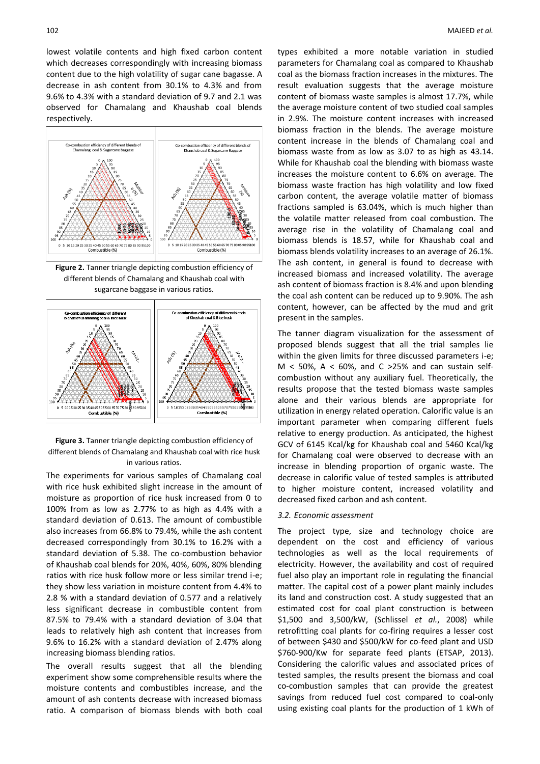lowest volatile contents and high fixed carbon content which decreases correspondingly with increasing biomass content due to the high volatility of sugar cane bagasse. A decrease in ash content from 30.1% to 4.3% and from 9.6% to 4.3% with a standard deviation of 9.7 and 2.1 was observed for Chamalang and Khaushab coal blends respectively.

**Figure 2.** Tanner triangle depicting combustion efficiency of different blends of Chamalang and Khaushab coal with sugarcane baggase in various ratios.

**Figure 3.** Tanner triangle depicting combustion efficiency of different blends of Chamalang and Khaushab coal with rice husk in various ratios.

The experiments for various samples of Chamalang coal with rice husk exhibited slight increase in the amount of moisture as proportion of rice husk increased from 0 to 100% from as low as 2.77% to as high as 4.4% with a standard deviation of 0.613. The amount of combustible also increases from 66.8% to 79.4%, while the ash content decreased correspondingly from 30.1% to 16.2% with a standard deviation of 5.38. The co-combustion behavior of Khaushab coal blends for 20%, 40%, 60%, 80% blending ratios with rice husk follow more or less similar trend i-e; they show less variation in moisture content from 4.4% to 2.8 % with a standard deviation of 0.577 and a relatively less significant decrease in combustible content from 87.5% to 79.4% with a standard deviation of 3.04 that leads to relatively high ash content that increases from 9.6% to 16.2% with a standard deviation of 2.47% along increasing biomass blending ratios.

The overall results suggest that all the blending experiment show some comprehensible results where the moisture contents and combustibles increase, and the amount of ash contents decrease with increased biomass ratio. A comparison of biomass blends with both coal types exhibited a more notable variation in studied parameters for Chamalang coal as compared to Khaushab coal as the biomass fraction increases in the mixtures. The result evaluation suggests that the average moisture content of biomass waste samples is almost 17.7%, while the average moisture content of two studied coal samples in 2.9%. The moisture content increases with increased biomass fraction in the blends. The average moisture content increase in the blends of Chamalang coal and biomass waste from as low as 3.07 to as high as 43.14. While for Khaushab coal the blending with biomass waste increases the moisture content to 6.6% on average. The biomass waste fraction has high volatility and low fixed carbon content, the average volatile matter of biomass fractions sampled is 63.04%, which is much higher than the volatile matter released from coal combustion. The average rise in the volatility of Chamalang coal and biomass blends is 18.57, while for Khaushab coal and biomass blends volatility increases to an average of 26.1%. The ash content, in general is found to decrease with increased biomass and increased volatility. The average ash content of biomass fraction is 8.4% and upon blending the coal ash content can be reduced up to 9.90%. The ash content, however, can be affected by the mud and grit present in the samples.

The tanner diagram visualization for the assessment of proposed blends suggest that all the trial samples lie within the given limits for three discussed parameters i-e; $M < 50\%$, $A < 60\%$, and $C > 25\%$ and can sustain self-combustion without any auxiliary fuel. Theoretically, the results propose that the tested biomass waste samples alone and their various blends are appropriate for utilization in energy related operation. Calorific value is an important parameter when comparing different fuels relative to energy production. As anticipated, the highest GCV of 6145 Kcal/kg for Khaushab coal and 5460 Kcal/kg for Chamalang coal were observed to decrease with an increase in blending proportion of organic waste. The decrease in calorific value of tested samples is attributed to higher moisture content, increased volatility and decreased fixed carbon and ash content.

### *3.2. Economic assessment*

The project type, size and technology choice are dependent on the cost and efficiency of various technologies as well as the local requirements of electricity. However, the availability and cost of required fuel also play an important role in regulating the financial matter. The capital cost of a power plant mainly includes its land and construction cost. A study suggested that an estimated cost for coal plant construction is between \$1,500 and 3,500/kW, (Schlissel *et al.*, 2008) while retrofitting coal plants for co-firing requires a lesser cost of between \$430 and \$500/kW for co-feed plant and USD \$760-900/Kw for separate feed plants (ETSAP, 2013). Considering the calorific values and associated prices of tested samples, the results present the biomass and coal co-combustion samples that can provide the greatest savings from reduced fuel cost compared to coal-only using existing coal plants for the production of 1 kWh of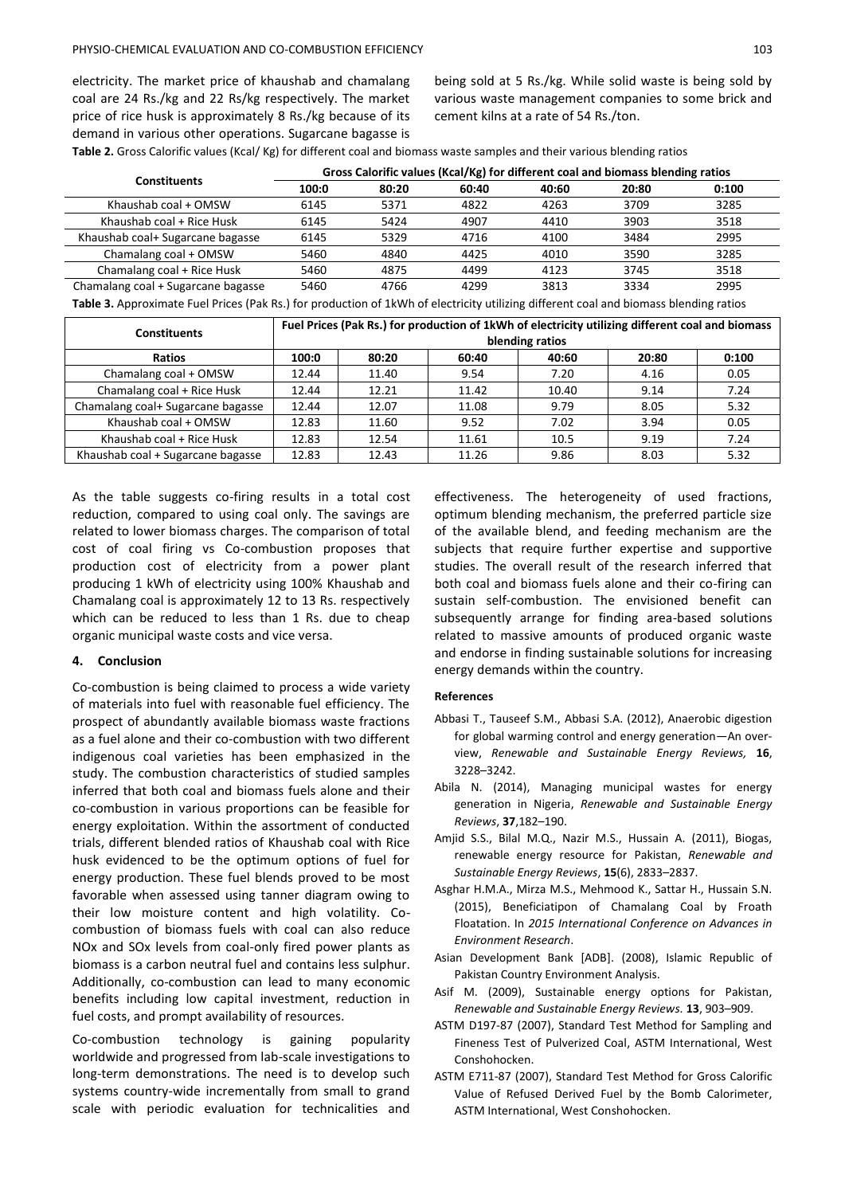electricity. The market price of khaushab and chamalang coal are 24 Rs./kg and 22 Rs/kg respectively. The market price of rice husk is approximately 8 Rs./kg because of its demand in various other operations. Sugarcane bagasse is being sold at 5 Rs./kg. While solid waste is being sold by various waste management companies to some brick and cement kilns at a rate of 54 Rs./ton.

**Table 2.** Gross Calorific values (Kcal/ Kg) for different coal and biomass waste samples and their various blending ratios

| Constituents | Gross Calorific values (Kcal/Kg) for different coal and biomass blending ratios | | | | | |
|---|---|---|---|---|---|---|
| | 100:0 | 80:20 | 60:40 | 40:60 | 20:80 | 0:100 |
| Khaushab coal + OMSW | 6145 | 5371 | 4822 | 4263 | 3709 | 3285 |
| Khaushab coal + Rice Husk | 6145 | 5424 | 4907 | 4410 | 3903 | 3518 |
| Khaushab coal+ Sugarcane bagasse | 6145 | 5329 | 4716 | 4100 | 3484 | 2995 |
| Chamalang coal + OMSW | 5460 | 4840 | 4425 | 4010 | 3590 | 3285 |
| Chamalang coal + Rice Husk | 5460 | 4875 | 4499 | 4123 | 3745 | 3518 |
| Chamalang coal + Sugarcane bagasse | 5460 | 4766 | 4299 | 3813 | 3334 | 2995 |

**Table 3.** Approximate Fuel Prices (Pak Rs.) for production of 1kWh of electricity utilizing different coal and biomass blending ratios

| Constituents | Fuel Prices (Pak Rs.) for production of 1kWh of electricity utilizing different coal and biomass blending ratios | | | | | |
|---|---|---|---|---|---|---|
| Ratios | 100:0 | 80:20 | 60:40 | 40:60 | 20:80 | 0:100 |
| Chamalang coal + OMSW | 12.44 | 11.40 | 9.54 | 7.20 | 4.16 | 0.05 |
| Chamalang coal + Rice Husk | 12.44 | 12.21 | 11.42 | 10.40 | 9.14 | 7.24 |
| Chamalang coal+ Sugarcane bagasse | 12.44 | 12.07 | 11.08 | 9.79 | 8.05 | 5.32 |
| Khaushab coal + OMSW | 12.83 | 11.60 | 9.52 | 7.02 | 3.94 | 0.05 |
| Khaushab coal + Rice Husk | 12.83 | 12.54 | 11.61 | 10.5 | 9.19 | 7.24 |
| Khaushab coal + Sugarcane bagasse | 12.83 | 12.43 | 11.26 | 9.86 | 8.03 | 5.32 |

As the table suggests co-firing results in a total cost reduction, compared to using coal only. The savings are related to lower biomass charges. The comparison of total cost of coal firing vs Co-combustion proposes that production cost of electricity from a power plant producing 1 kWh of electricity using 100% Khaushab and Chamalang coal is approximately 12 to 13 Rs. respectively which can be reduced to less than 1 Rs. due to cheap organic municipal waste costs and vice versa.

## 4. Conclusion

Co-combustion is being claimed to process a wide variety of materials into fuel with reasonable fuel efficiency. The prospect of abundantly available biomass waste fractions as a fuel alone and their co-combustion with two different indigenous coal varieties has been emphasized in the study. The combustion characteristics of studied samples inferred that both coal and biomass fuels alone and their co-combustion in various proportions can be feasible for energy exploitation. Within the assortment of conducted trials, different blended ratios of Khaushab coal with Rice husk evidenced to be the optimum options of fuel for energy production. These fuel blends proved to be most favorable when assessed using tanner diagram owing to their low moisture content and high volatility. Co-combustion of biomass fuels with coal can also reduce NOx and SOx levels from coal-only fired power plants as biomass is a carbon neutral fuel and contains less sulphur. Additionally, co-combustion can lead to many economic benefits including low capital investment, reduction in fuel costs, and prompt availability of resources.

Co-combustion technology is gaining popularity worldwide and progressed from lab-scale investigations to long-term demonstrations. The need is to develop such systems country-wide incrementally from small to grand scale with periodic evaluation for technicalities and effectiveness. The heterogeneity of used fractions, optimum blending mechanism, the preferred particle size of the available blend, and feeding mechanism are the subjects that require further expertise and supportive studies. The overall result of the research inferred that both coal and biomass fuels alone and their co-firing can sustain self-combustion. The envisioned benefit can subsequently arrange for finding area-based solutions related to massive amounts of produced organic waste and endorse in finding sustainable solutions for increasing energy demands within the country.

### References

Abbasi T., Tauseef S.M., Abbasi S.A. (2012), Anaerobic digestion for global warming control and energy generation—An overview, *Renewable and Sustainable Energy Reviews,* **16**, 3228–3242.

Abila N. (2014), Managing municipal wastes for energy generation in Nigeria, *Renewable and Sustainable Energy Reviews*, **37**,182–190.

Amjid S.S., Bilal M.Q., Nazir M.S., Hussain A. (2011), Biogas, renewable energy resource for Pakistan, *Renewable and Sustainable Energy Reviews*, **15**(6), 2833–2837.

Asghar H.M.A., Mirza M.S., Mehmood K., Sattar H., Hussain S.N. (2015), Beneficiatipon of Chamalang Coal by Froath Floatation. In *2015 International Conference on Advances in Environment Research*.

Asian Development Bank [ADB]. (2008), Islamic Republic of Pakistan Country Environment Analysis.

Asif M. (2009), Sustainable energy options for Pakistan, *Renewable and Sustainable Energy Reviews.* **13**, 903–909.

ASTM D197-87 (2007), Standard Test Method for Sampling and Fineness Test of Pulverized Coal, ASTM International, West Conshohocken.

ASTM E711-87 (2007), Standard Test Method for Gross Calorific Value of Refused Derived Fuel by the Bomb Calorimeter, ASTM International, West Conshohocken.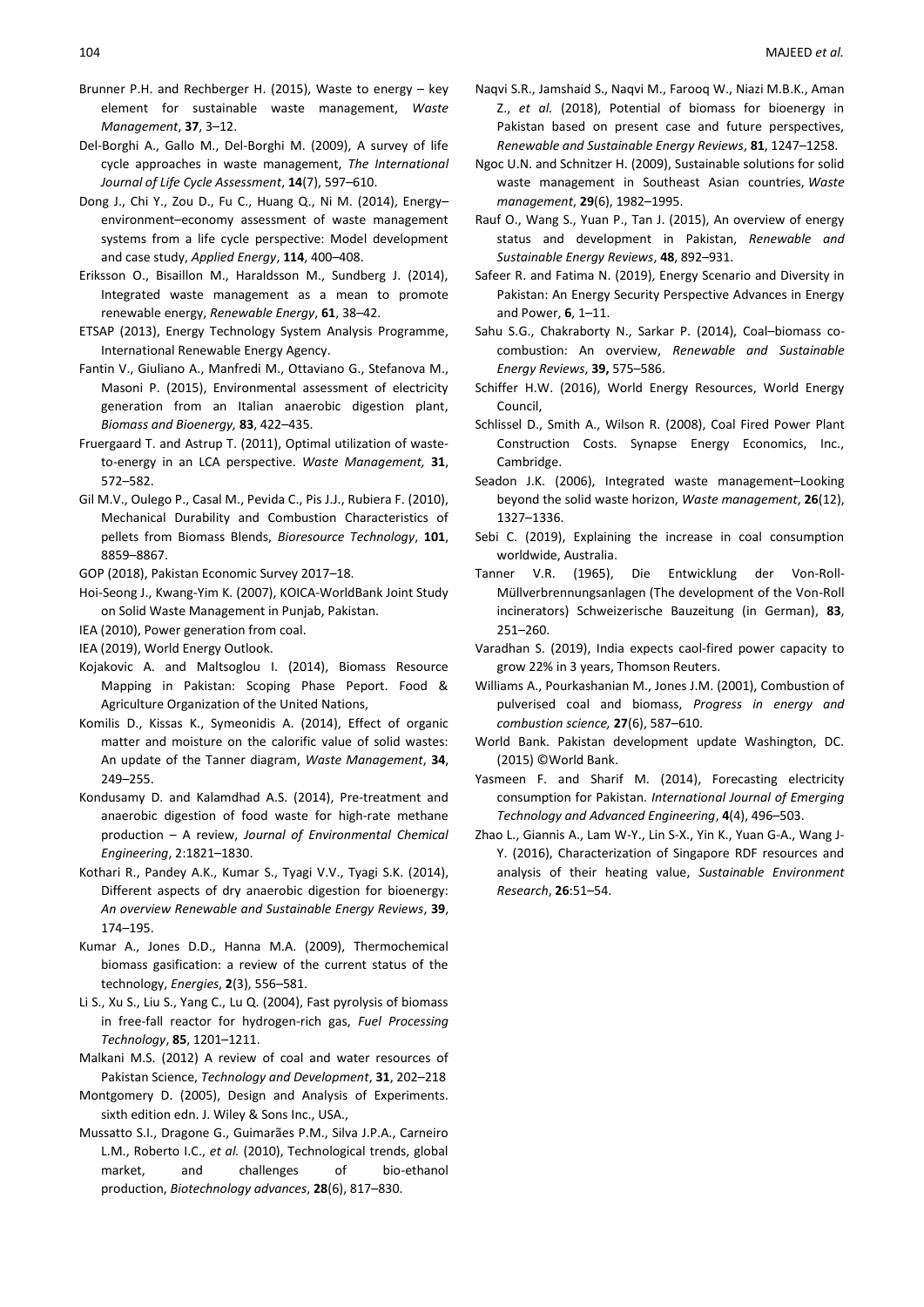Brunner P.H. and Rechberger H. (2015), Waste to energy – key element for sustainable waste management, *Waste Management*, **37**, 3–12.

Del-Borghi A., Gallo M., Del-Borghi M. (2009), A survey of life cycle approaches in waste management, *The International Journal of Life Cycle Assessment*, **14**(7), 597–610.

Dong J., Chi Y., Zou D., Fu C., Huang Q., Ni M. (2014), Energy–environment–economy assessment of waste management systems from a life cycle perspective: Model development and case study, *Applied Energy*, **114**, 400–408.

Eriksson O., Bisaillon M., Haraldsson M., Sundberg J. (2014), Integrated waste management as a mean to promote renewable energy, *Renewable Energy*, **61**, 38–42.

ETSAP (2013), Energy Technology System Analysis Programme, International Renewable Energy Agency.

Fantin V., Giuliano A., Manfredi M., Ottaviano G., Stefanova M., Masoni P. (2015), Environmental assessment of electricity generation from an Italian anaerobic digestion plant, *Biomass and Bioenergy,* **83**, 422–435.

Fruergaard T. and Astrup T. (2011), Optimal utilization of waste-to-energy in an LCA perspective. *Waste Management,* **31**, 572–582.

Gil M.V., Oulego P., Casal M., Pevida C., Pis J.J., Rubiera F. (2010), Mechanical Durability and Combustion Characteristics of pellets from Biomass Blends, *Bioresource Technology*, **101**, 8859–8867.

GOP (2018), Pakistan Economic Survey 2017–18.

Hoi-Seong J., Kwang-Yim K. (2007), KOICA-WorldBank Joint Study on Solid Waste Management in Punjab, Pakistan.

IEA (2010), Power generation from coal.

IEA (2019), World Energy Outlook.

Kojakovic A. and Maltsoglou I. (2014), Biomass Resource Mapping in Pakistan: Scoping Phase Peport. Food & Agriculture Organization of the United Nations,

Komilis D., Kissas K., Symeonidis A. (2014), Effect of organic matter and moisture on the calorific value of solid wastes: An update of the Tanner diagram, *Waste Management*, **34**, 249–255.

Kondusamy D. and Kalamdhad A.S. (2014), Pre-treatment and anaerobic digestion of food waste for high-rate methane production – A review, *Journal of Environmental Chemical Engineering*, 2:1821–1830.

Kothari R., Pandey A.K., Kumar S., Tyagi V.V., Tyagi S.K. (2014), Different aspects of dry anaerobic digestion for bioenergy: *An overview Renewable and Sustainable Energy Reviews*, **39**, 174–195.

Kumar A., Jones D.D., Hanna M.A. (2009), Thermochemical biomass gasification: a review of the current status of the technology, *Energies*, **2**(3), 556–581.

Li S., Xu S., Liu S., Yang C., Lu Q. (2004), Fast pyrolysis of biomass in free-fall reactor for hydrogen-rich gas, *Fuel Processing Technology*, **85**, 1201–1211.

Malkani M.S. (2012) A review of coal and water resources of Pakistan Science, *Technology and Development*, **31**, 202–218

Montgomery D. (2005), Design and Analysis of Experiments. sixth edition edn. J. Wiley & Sons Inc., USA.,

Mussatto S.I., Dragone G., Guimarães P.M., Silva J.P.A., Carneiro L.M., Roberto I.C., *et al.* (2010), Technological trends, global market, and challenges of bio-ethanol production, *Biotechnology advances*, **28**(6), 817–830.

Naqvi S.R., Jamshaid S., Naqvi M., Farooq W., Niazi M.B.K., Aman Z., *et al.* (2018), Potential of biomass for bioenergy in Pakistan based on present case and future perspectives, *Renewable and Sustainable Energy Reviews*, **81**, 1247–1258.

Ngoc U.N. and Schnitzer H. (2009), Sustainable solutions for solid waste management in Southeast Asian countries, *Waste management*, **29**(6), 1982–1995.

Rauf O., Wang S., Yuan P., Tan J. (2015), An overview of energy status and development in Pakistan, *Renewable and Sustainable Energy Reviews*, **48**, 892–931.

Safeer R. and Fatima N. (2019), Energy Scenario and Diversity in Pakistan: An Energy Security Perspective Advances in Energy and Power, **6**, 1–11.

Sahu S.G., Chakraborty N., Sarkar P. (2014), Coal–biomass co-combustion: An overview, *Renewable and Sustainable Energy Reviews*, **39,** 575–586.

Schiffer H.W. (2016), World Energy Resources, World Energy Council,

Schlissel D., Smith A., Wilson R. (2008), Coal Fired Power Plant Construction Costs. Synapse Energy Economics, Inc., Cambridge.

Seadon J.K. (2006), Integrated waste management–Looking beyond the solid waste horizon, *Waste management*, **26**(12), 1327–1336.

Sebi C. (2019), Explaining the increase in coal consumption worldwide, Australia.

Tanner V.R. (1965), Die Entwicklung der Von-Roll-Müllverbrennungsanlagen (The development of the Von-Roll incinerators) Schweizerische Bauzeitung (in German), **83**, 251–260.

Varadhan S. (2019), India expects caol-fired power capacity to grow 22% in 3 years, Thomson Reuters.

Williams A., Pourkashanian M., Jones J.M. (2001), Combustion of pulverised coal and biomass, *Progress in energy and combustion science,* **27**(6), 587–610.

World Bank. Pakistan development update Washington, DC. (2015) ©World Bank.

Yasmeen F. and Sharif M. (2014), Forecasting electricity consumption for Pakistan. *International Journal of Emerging Technology and Advanced Engineering*, **4**(4), 496–503.

Zhao L., Giannis A., Lam W-Y., Lin S-X., Yin K., Yuan G-A., Wang J-Y. (2016), Characterization of Singapore RDF resources and analysis of their heating value, *Sustainable Environment Research*, **26**:51–54.